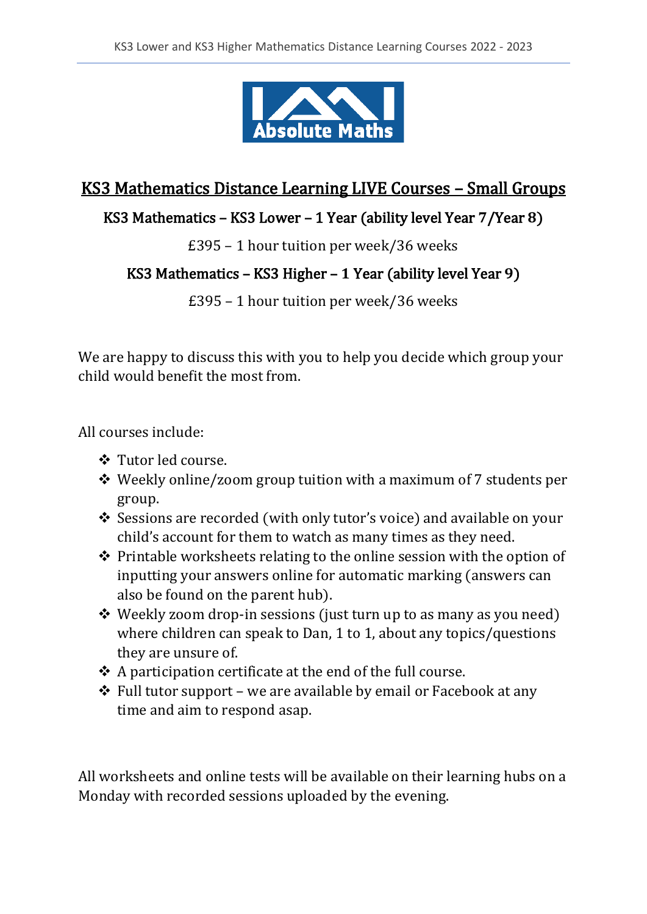## KS3 Mathematics Distance Learning LIVE Courses – Small Groups

### KS3 Mathematics – KS3 Lower – 1 Year (ability level Year 7/Year 8)

£395 – 1 hour tuition per week/36 weeks

### KS3 Mathematics – KS3 Higher – 1 Year (ability level Year 9)

£395 – 1 hour tuition per week/36 weeks

We are happy to discuss this with you to help you decide which group your child would benefit the most from.

All courses include:

- Tutor led course.
- Weekly online/zoom group tuition with a maximum of 7 students per group.
- Sessions are recorded (with only tutor's voice) and available on your child's account for them to watch as many times as they need.
- Printable worksheets relating to the online session with the option of inputting your answers online for automatic marking (answers can also be found on the parent hub).
- Weekly zoom drop-in sessions (just turn up to as many as you need) where children can speak to Dan, 1 to 1, about any topics/questions they are unsure of.
- A participation certificate at the end of the full course.
- Full tutor support – we are available by email or Facebook at any time and aim to respond asap.

All worksheets and online tests will be available on their learning hubs on a Monday with recorded sessions uploaded by the evening.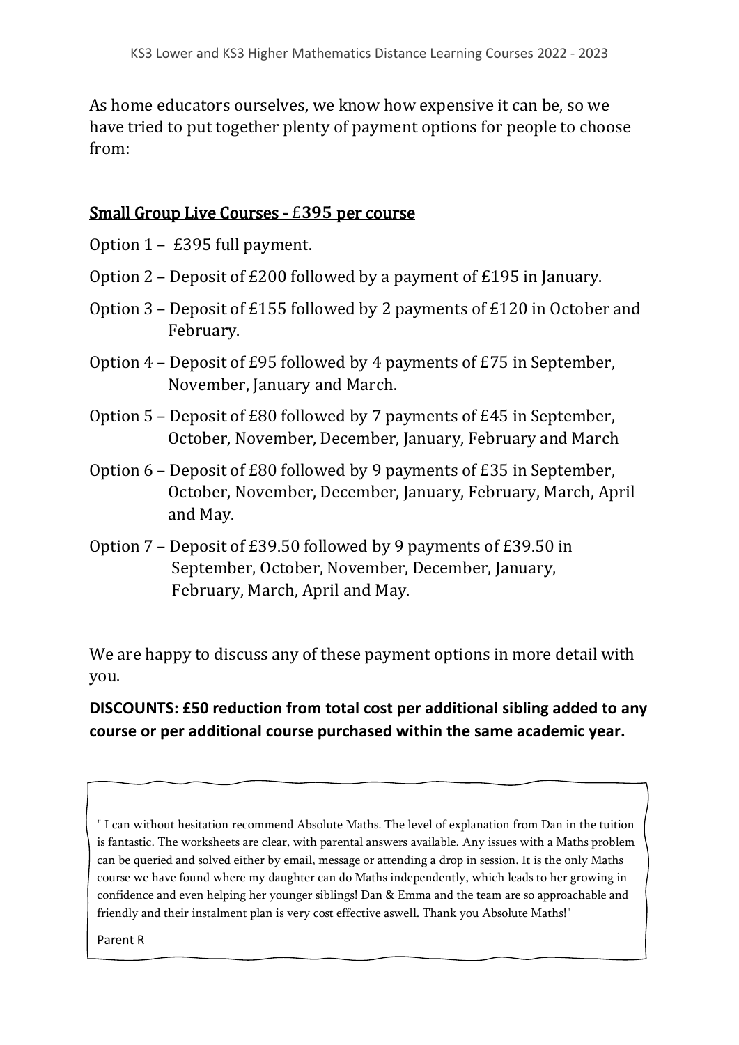As home educators ourselves, we know how expensive it can be, so we have tried to put together plenty of payment options for people to choose from:

## Small Group Live Courses - £395 per course

Option 1 – £395 full payment.

Option 2 – Deposit of £200 followed by a payment of £195 in January.

Option 3 – Deposit of £155 followed by 2 payments of £120 in October and February.

Option 4 – Deposit of £95 followed by 4 payments of £75 in September, November, January and March.

Option 5 – Deposit of £80 followed by 7 payments of £45 in September, October, November, December, January, February and March

Option 6 – Deposit of £80 followed by 9 payments of £35 in September, October, November, December, January, February, March, April and May.

Option 7 – Deposit of £39.50 followed by 9 payments of £39.50 in September, October, November, December, January, February, March, April and May.

We are happy to discuss any of these payment options in more detail with you.

**DISCOUNTS: £50 reduction from total cost per additional sibling added to any course or per additional course purchased within the same academic year.**

" I can without hesitation recommend Absolute Maths. The level of explanation from Dan in the tuition is fantastic. The worksheets are clear, with parental answers available. Any issues with a Maths problem can be queried and solved either by email, message or attending a drop in session. It is the only Maths course we have found where my daughter can do Maths independently, which leads to her growing in confidence and even helping her younger siblings! Dan & Emma and the team are so approachable and friendly and their instalment plan is very cost effective aswell. Thank you Absolute Maths!"

Parent R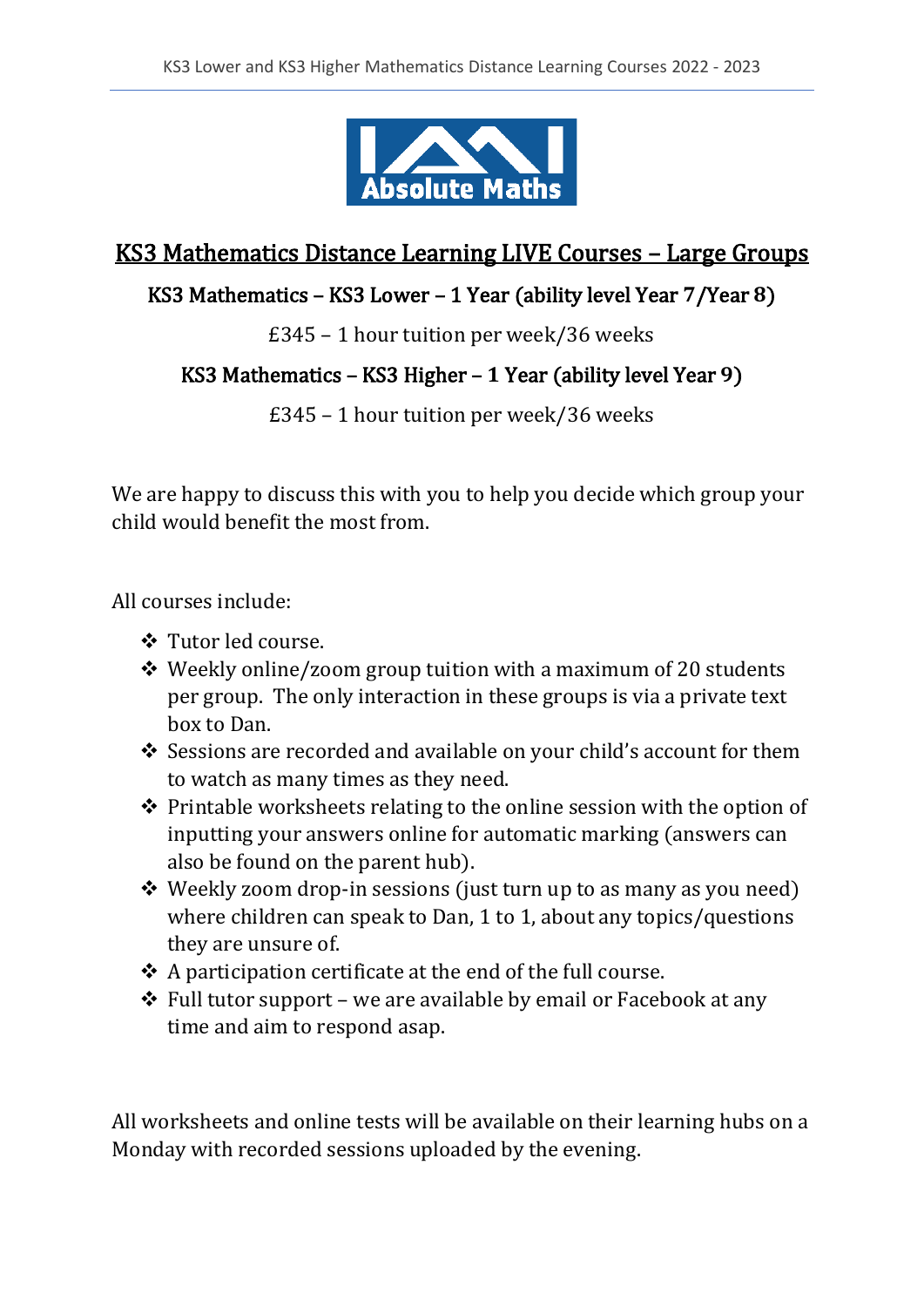## KS3 Mathematics Distance Learning LIVE Courses – Large Groups

### KS3 Mathematics – KS3 Lower – 1 Year (ability level Year 7/Year 8)

£345 – 1 hour tuition per week/36 weeks

### KS3 Mathematics – KS3 Higher – 1 Year (ability level Year 9)

£345 – 1 hour tuition per week/36 weeks

We are happy to discuss this with you to help you decide which group your child would benefit the most from.

All courses include:

- Tutor led course.
- Weekly online/zoom group tuition with a maximum of 20 students per group. The only interaction in these groups is via a private text box to Dan.
- Sessions are recorded and available on your child's account for them to watch as many times as they need.
- Printable worksheets relating to the online session with the option of inputting your answers online for automatic marking (answers can also be found on the parent hub).
- Weekly zoom drop-in sessions (just turn up to as many as you need) where children can speak to Dan, 1 to 1, about any topics/questions they are unsure of.
- A participation certificate at the end of the full course.
- Full tutor support – we are available by email or Facebook at any time and aim to respond asap.

All worksheets and online tests will be available on their learning hubs on a Monday with recorded sessions uploaded by the evening.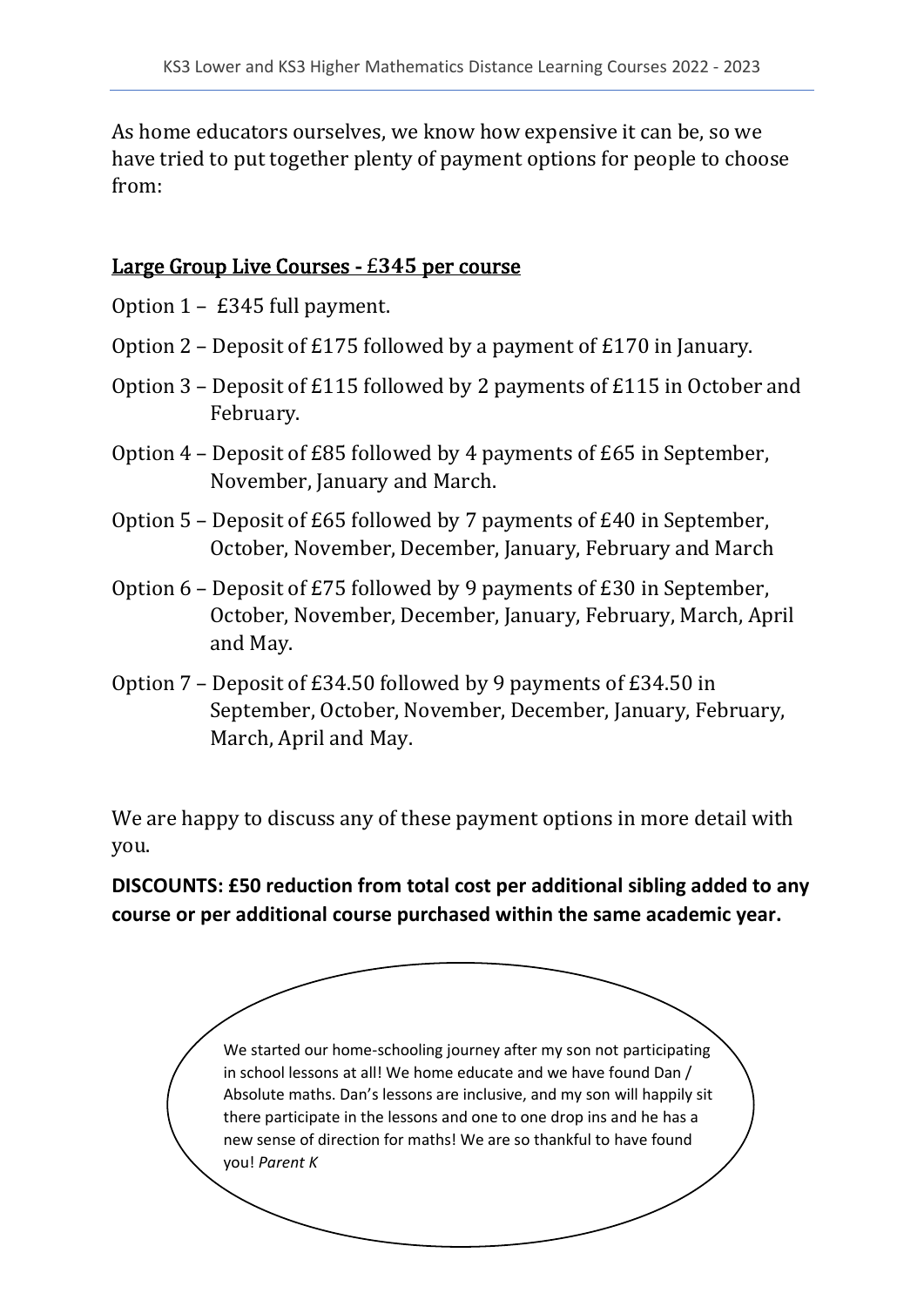As home educators ourselves, we know how expensive it can be, so we have tried to put together plenty of payment options for people to choose from:

## Large Group Live Courses - £345 per course

Option 1 – £345 full payment.

Option 2 – Deposit of £175 followed by a payment of £170 in January.

Option 3 – Deposit of £115 followed by 2 payments of £115 in October and February.

Option 4 – Deposit of £85 followed by 4 payments of £65 in September, November, January and March.

Option 5 – Deposit of £65 followed by 7 payments of £40 in September, October, November, December, January, February and March

Option 6 – Deposit of £75 followed by 9 payments of £30 in September, October, November, December, January, February, March, April and May.

Option 7 – Deposit of £34.50 followed by 9 payments of £34.50 in September, October, November, December, January, February, March, April and May.

We are happy to discuss any of these payment options in more detail with you.

**DISCOUNTS: £50 reduction from total cost per additional sibling added to any course or per additional course purchased within the same academic year.**

We started our home-schooling journey after my son not participating in school lessons at all! We home educate and we have found Dan / Absolute maths. Dan's lessons are inclusive, and my son will happily sit there participate in the lessons and one to one drop ins and he has a new sense of direction for maths! We are so thankful to have found you! *Parent K*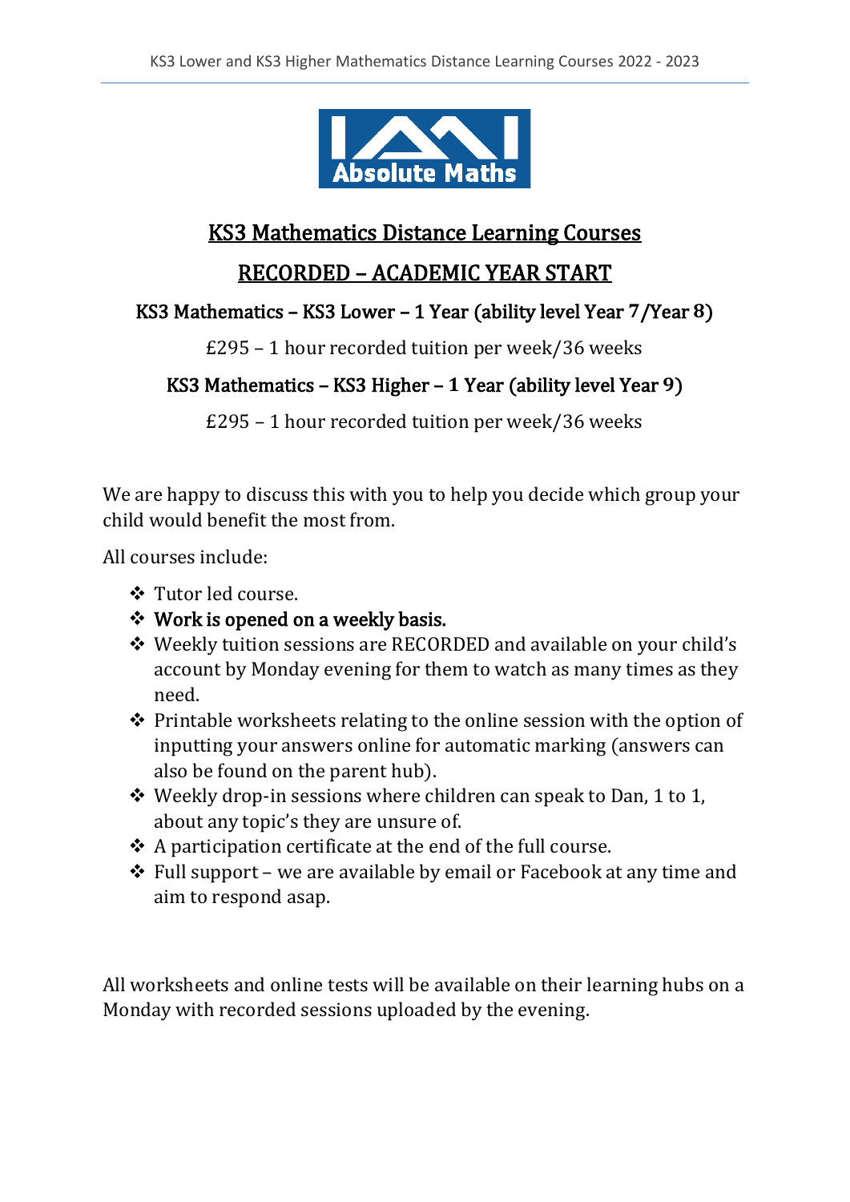## KS3 Mathematics Distance Learning Courses

## RECORDED – ACADEMIC YEAR START

### KS3 Mathematics – KS3 Lower – 1 Year (ability level Year 7/Year 8)

£295 – 1 hour recorded tuition per week/36 weeks

### KS3 Mathematics – KS3 Higher – 1 Year (ability level Year 9)

£295 – 1 hour recorded tuition per week/36 weeks

We are happy to discuss this with you to help you decide which group your child would benefit the most from.

All courses include:

- Tutor led course.
- **Work is opened on a weekly basis.**
- Weekly tuition sessions are RECORDED and available on your child's account by Monday evening for them to watch as many times as they need.
- Printable worksheets relating to the online session with the option of inputting your answers online for automatic marking (answers can also be found on the parent hub).
- Weekly drop-in sessions where children can speak to Dan, 1 to 1, about any topic's they are unsure of.
- A participation certificate at the end of the full course.
- Full support – we are available by email or Facebook at any time and aim to respond asap.

All worksheets and online tests will be available on their learning hubs on a Monday with recorded sessions uploaded by the evening.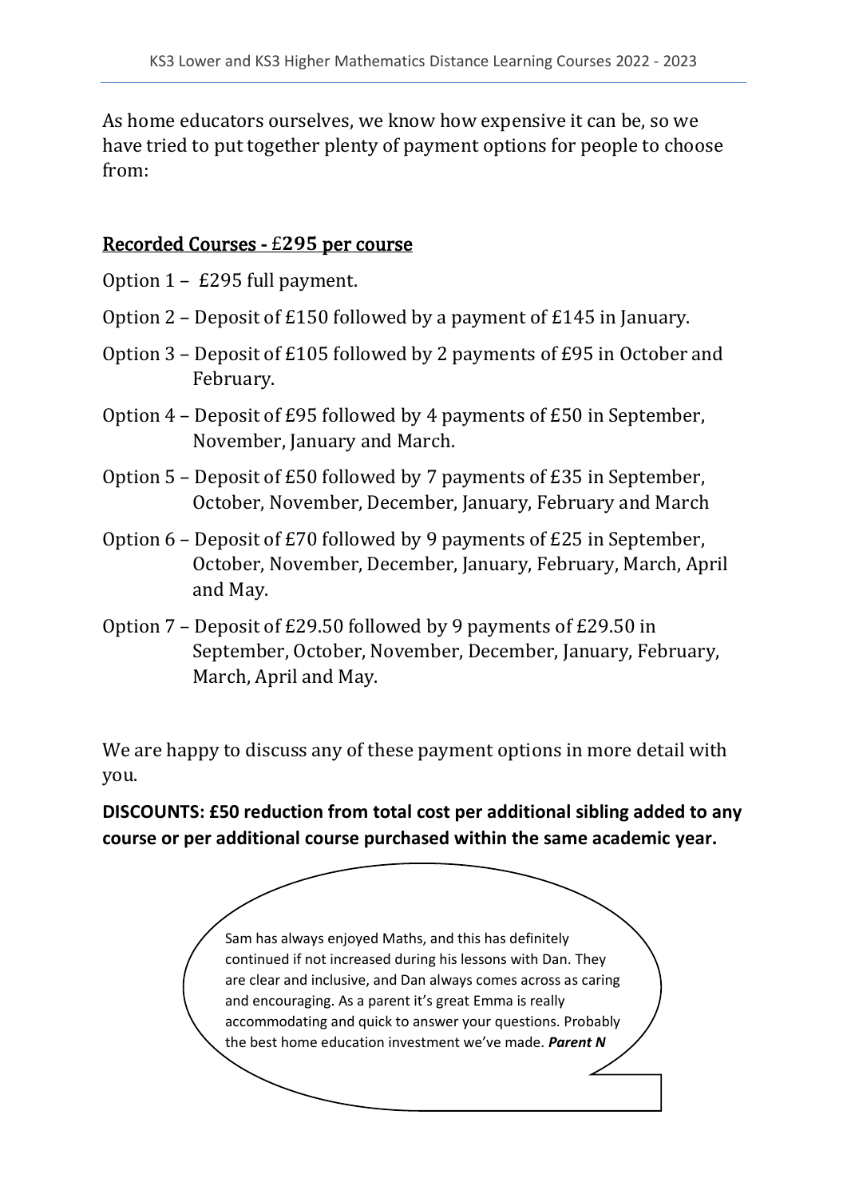As home educators ourselves, we know how expensive it can be, so we have tried to put together plenty of payment options for people to choose from:

## Recorded Courses - £295 per course

Option 1 – £295 full payment.

Option 2 – Deposit of £150 followed by a payment of £145 in January.

Option 3 – Deposit of £105 followed by 2 payments of £95 in October and February.

Option 4 – Deposit of £95 followed by 4 payments of £50 in September, November, January and March.

Option 5 – Deposit of £50 followed by 7 payments of £35 in September, October, November, December, January, February and March

Option 6 – Deposit of £70 followed by 9 payments of £25 in September, October, November, December, January, February, March, April and May.

Option 7 – Deposit of £29.50 followed by 9 payments of £29.50 in September, October, November, December, January, February, March, April and May.

We are happy to discuss any of these payment options in more detail with you.

**DISCOUNTS: £50 reduction from total cost per additional sibling added to any course or per additional course purchased within the same academic year.**

Sam has always enjoyed Maths, and this has definitely continued if not increased during his lessons with Dan. They are clear and inclusive, and Dan always comes across as caring and encouraging. As a parent it's great Emma is really accommodating and quick to answer your questions. Probably the best home education investment we've made. ***Parent N***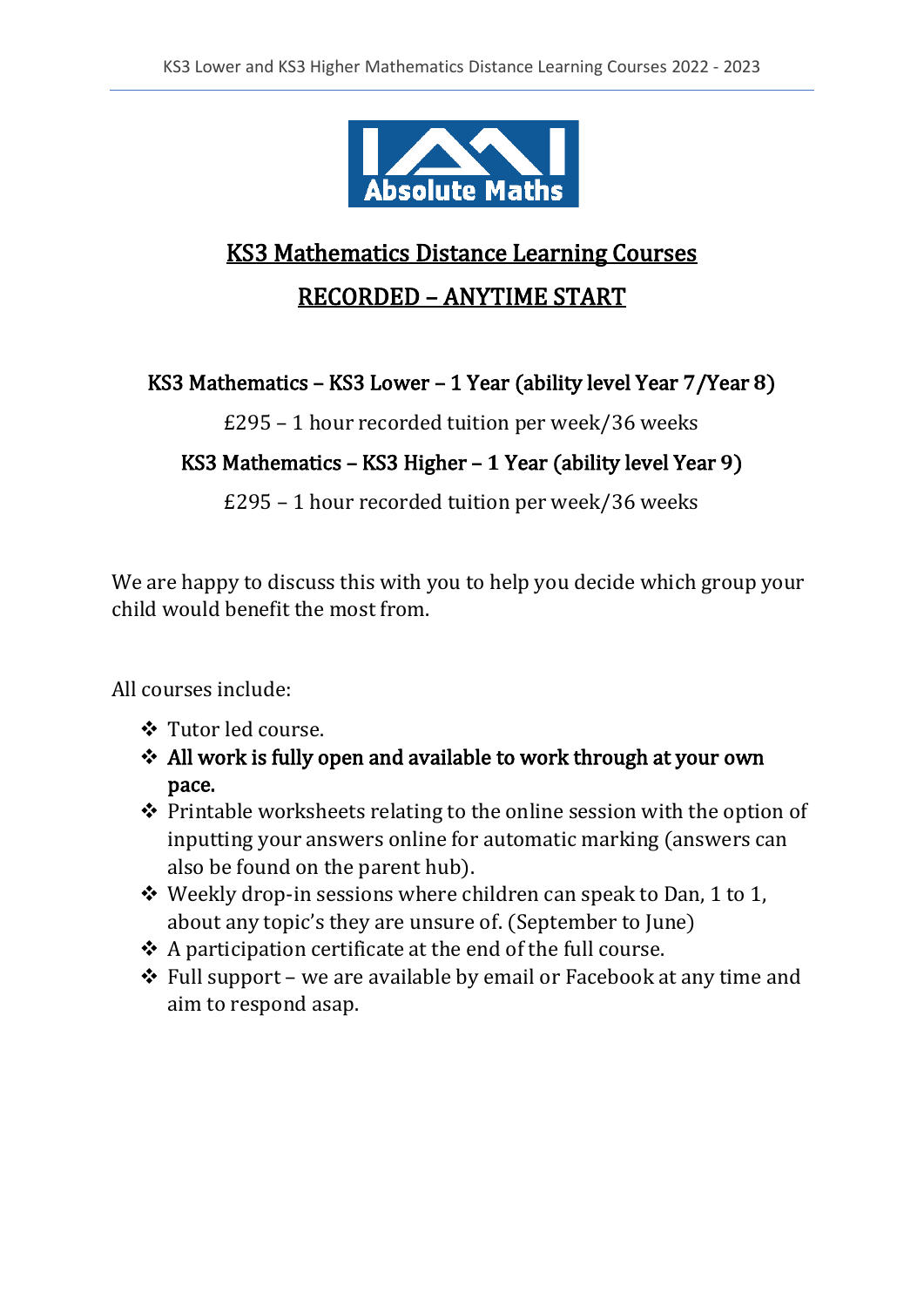## KS3 Mathematics Distance Learning Courses

## RECORDED – ANYTIME START

### KS3 Mathematics – KS3 Lower – 1 Year (ability level Year 7/Year 8)

£295 – 1 hour recorded tuition per week/36 weeks

### KS3 Mathematics – KS3 Higher – 1 Year (ability level Year 9)

£295 – 1 hour recorded tuition per week/36 weeks

We are happy to discuss this with you to help you decide which group your child would benefit the most from.

All courses include:

- Tutor led course.
- **All work is fully open and available to work through at your own pace.**
- Printable worksheets relating to the online session with the option of inputting your answers online for automatic marking (answers can also be found on the parent hub).
- Weekly drop-in sessions where children can speak to Dan, 1 to 1, about any topic's they are unsure of. (September to June)
- A participation certificate at the end of the full course.
- Full support – we are available by email or Facebook at any time and aim to respond asap.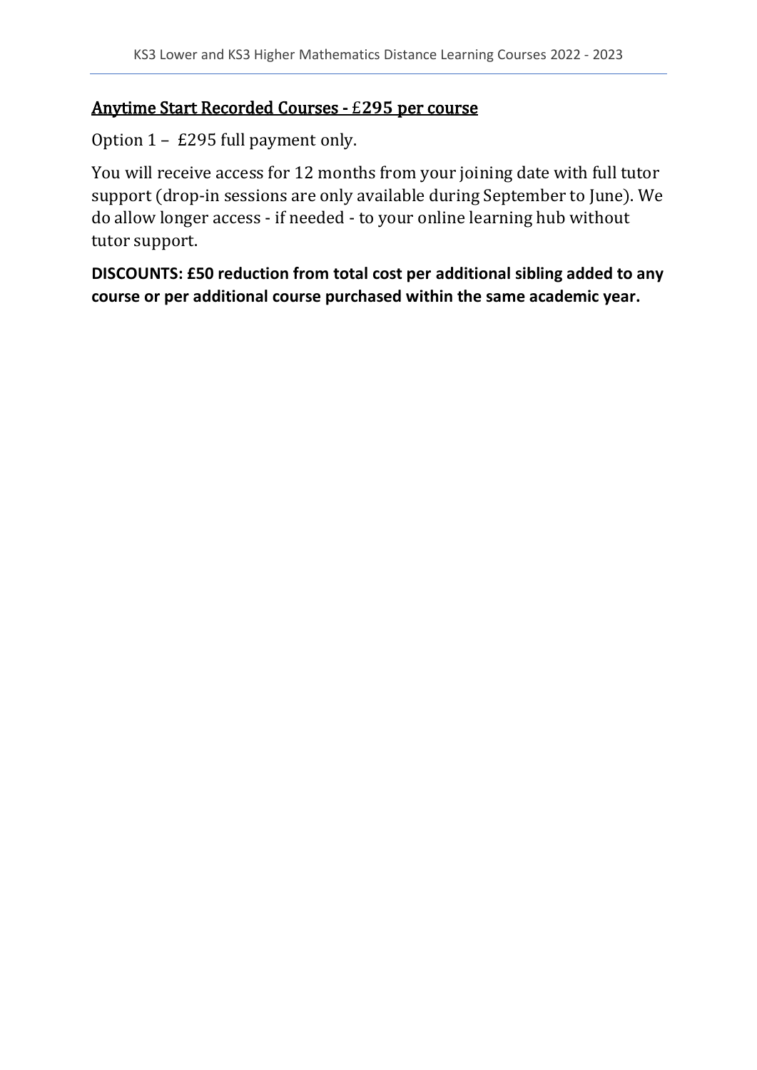## Anytime Start Recorded Courses - £295 per course

Option 1 – £295 full payment only.

You will receive access for 12 months from your joining date with full tutor support (drop-in sessions are only available during September to June). We do allow longer access - if needed - to your online learning hub without tutor support.

**DISCOUNTS: £50 reduction from total cost per additional sibling added to any course or per additional course purchased within the same academic year.**